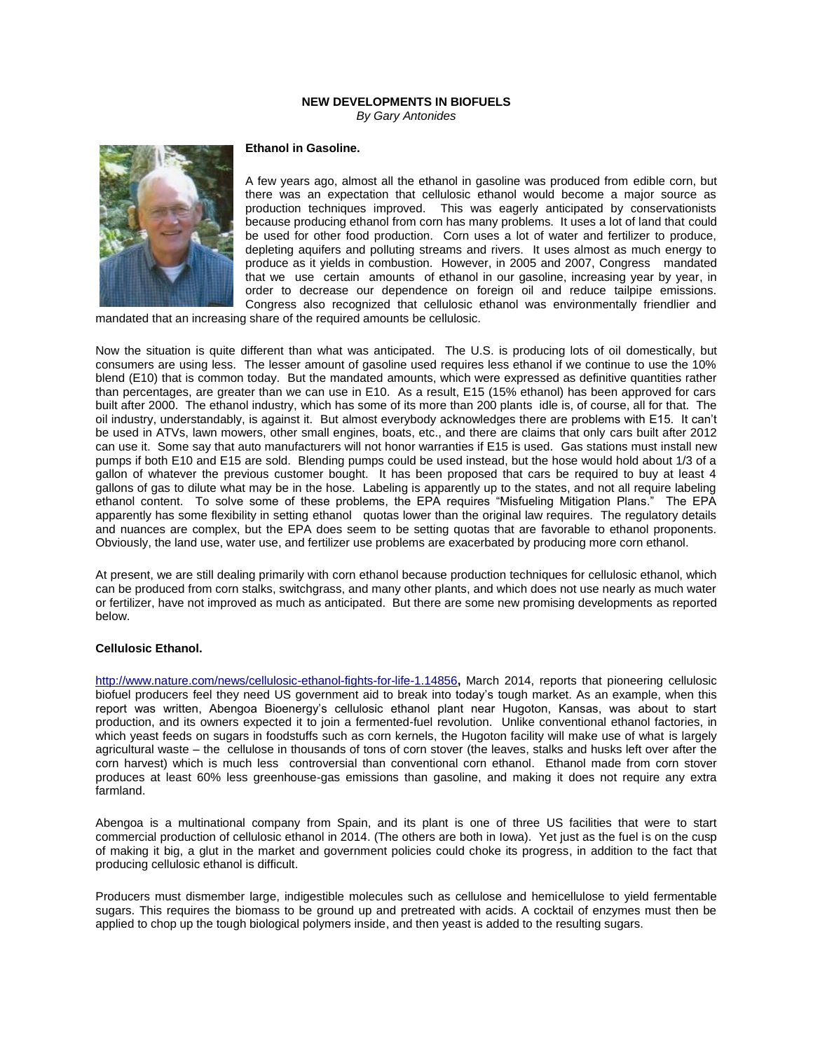# NEW DEVELOPMENTS IN BIOFUELS

*By Gary Antonides*

## Ethanol in Gasoline.

A few years ago, almost all the ethanol in gasoline was produced from edible corn, but there was an expectation that cellulosic ethanol would become a major source as production techniques improved. This was eagerly anticipated by conservationists because producing ethanol from corn has many problems. It uses a lot of land that could be used for other food production. Corn uses a lot of water and fertilizer to produce, depleting aquifers and polluting streams and rivers. It uses almost as much energy to produce as it yields in combustion. However, in 2005 and 2007, Congress mandated that we use certain amounts of ethanol in our gasoline, increasing year by year, in order to decrease our dependence on foreign oil and reduce tailpipe emissions. Congress also recognized that cellulosic ethanol was environmentally friendlier and mandated that an increasing share of the required amounts be cellulosic.

Now the situation is quite different than what was anticipated. The U.S. is producing lots of oil domestically, but consumers are using less. The lesser amount of gasoline used requires less ethanol if we continue to use the 10% blend (E10) that is common today. But the mandated amounts, which were expressed as definitive quantities rather than percentages, are greater than we can use in E10. As a result, E15 (15% ethanol) has been approved for cars built after 2000. The ethanol industry, which has some of its more than 200 plants idle is, of course, all for that. The oil industry, understandably, is against it. But almost everybody acknowledges there are problems with E15. It can't be used in ATVs, lawn mowers, other small engines, boats, etc., and there are claims that only cars built after 2012 can use it. Some say that auto manufacturers will not honor warranties if E15 is used. Gas stations must install new pumps if both E10 and E15 are sold. Blending pumps could be used instead, but the hose would hold about 1/3 of a gallon of whatever the previous customer bought. It has been proposed that cars be required to buy at least 4 gallons of gas to dilute what may be in the hose. Labeling is apparently up to the states, and not all require labeling ethanol content. To solve some of these problems, the EPA requires "Misfueling Mitigation Plans." The EPA apparently has some flexibility in setting ethanol quotas lower than the original law requires. The regulatory details and nuances are complex, but the EPA does seem to be setting quotas that are favorable to ethanol proponents. Obviously, the land use, water use, and fertilizer use problems are exacerbated by producing more corn ethanol.

At present, we are still dealing primarily with corn ethanol because production techniques for cellulosic ethanol, which can be produced from corn stalks, switchgrass, and many other plants, and which does not use nearly as much water or fertilizer, have not improved as much as anticipated. But there are some new promising developments as reported below.

## Cellulosic Ethanol.

http://www.nature.com/news/cellulosic-ethanol-fights-for-life-1.14856**,** March 2014, reports that pioneering cellulosic biofuel producers feel they need US government aid to break into today's tough market. As an example, when this report was written, Abengoa Bioenergy's cellulosic ethanol plant near Hugoton, Kansas, was about to start production, and its owners expected it to join a fermented-fuel revolution. Unlike conventional ethanol factories, in which yeast feeds on sugars in foodstuffs such as corn kernels, the Hugoton facility will make use of what is largely agricultural waste – the cellulose in thousands of tons of corn stover (the leaves, stalks and husks left over after the corn harvest) which is much less controversial than conventional corn ethanol. Ethanol made from corn stover produces at least 60% less greenhouse-gas emissions than gasoline, and making it does not require any extra farmland.

Abengoa is a multinational company from Spain, and its plant is one of three US facilities that were to start commercial production of cellulosic ethanol in 2014. (The others are both in Iowa). Yet just as the fuel is on the cusp of making it big, a glut in the market and government policies could choke its progress, in addition to the fact that producing cellulosic ethanol is difficult.

Producers must dismember large, indigestible molecules such as cellulose and hemicellulose to yield fermentable sugars. This requires the biomass to be ground up and pretreated with acids. A cocktail of enzymes must then be applied to chop up the tough biological polymers inside, and then yeast is added to the resulting sugars.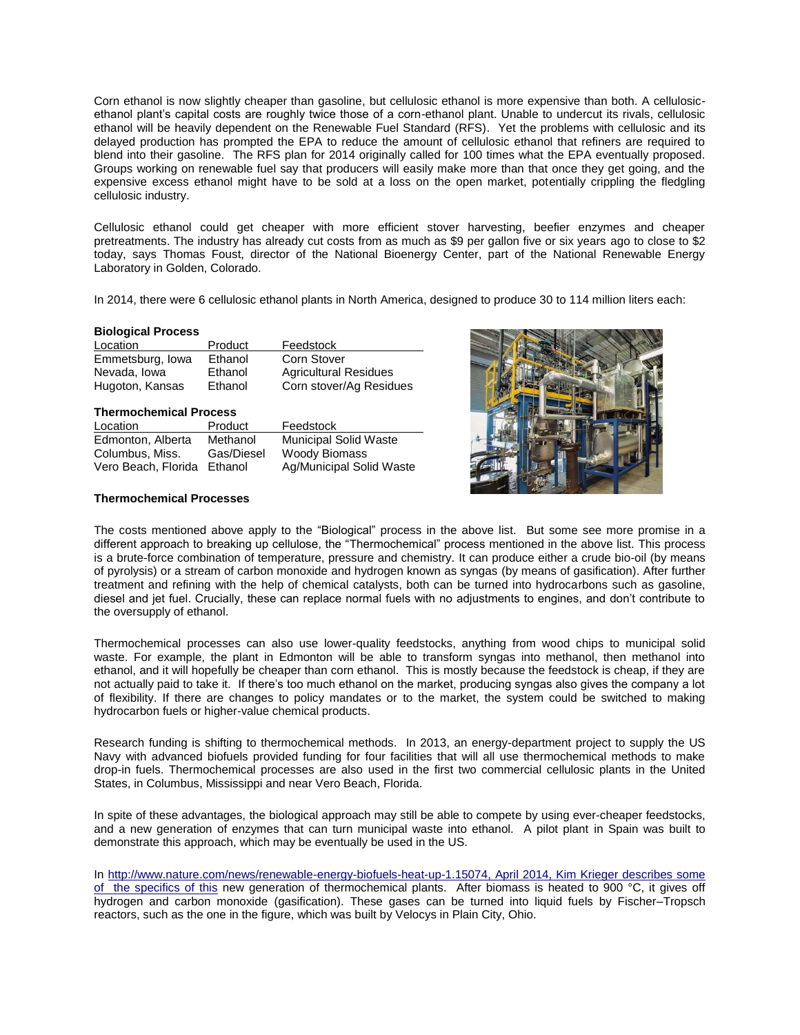Corn ethanol is now slightly cheaper than gasoline, but cellulosic ethanol is more expensive than both. A cellulosic-ethanol plant's capital costs are roughly twice those of a corn-ethanol plant. Unable to undercut its rivals, cellulosic ethanol will be heavily dependent on the Renewable Fuel Standard (RFS). Yet the problems with cellulosic and its delayed production has prompted the EPA to reduce the amount of cellulosic ethanol that refiners are required to blend into their gasoline. The RFS plan for 2014 originally called for 100 times what the EPA eventually proposed. Groups working on renewable fuel say that producers will easily make more than that once they get going, and the expensive excess ethanol might have to be sold at a loss on the open market, potentially crippling the fledgling cellulosic industry.

Cellulosic ethanol could get cheaper with more efficient stover harvesting, beefier enzymes and cheaper pretreatments. The industry has already cut costs from as much as $9 per gallon five or six years ago to close to $2 today, says Thomas Foust, director of the National Bioenergy Center, part of the National Renewable Energy Laboratory in Golden, Colorado.

In 2014, there were 6 cellulosic ethanol plants in North America, designed to produce 30 to 114 million liters each:

**Biological Process**

| Location | Product | Feedstock |
|---|---|---|
| Emmetsburg, Iowa | Ethanol | Corn Stover |
| Nevada, Iowa | Ethanol | Agricultural Residues |
| Hugoton, Kansas | Ethanol | Corn stover/Ag Residues |

**Thermochemical Process**

| Location | Product | Feedstock |
|---|---|---|
| Edmonton, Alberta | Methanol | Municipal Solid Waste |
| Columbus, Miss. | Gas/Diesel | Woody Biomass |
| Vero Beach, Florida | Ethanol | Ag/Municipal Solid Waste |

**Thermochemical Processes**

The costs mentioned above apply to the "Biological" process in the above list. But some see more promise in a different approach to breaking up cellulose, the "Thermochemical" process mentioned in the above list. This process is a brute-force combination of temperature, pressure and chemistry. It can produce either a crude bio-oil (by means of pyrolysis) or a stream of carbon monoxide and hydrogen known as syngas (by means of gasification). After further treatment and refining with the help of chemical catalysts, both can be turned into hydrocarbons such as gasoline, diesel and jet fuel. Crucially, these can replace normal fuels with no adjustments to engines, and don't contribute to the oversupply of ethanol.

Thermochemical processes can also use lower-quality feedstocks, anything from wood chips to municipal solid waste. For example, the plant in Edmonton will be able to transform syngas into methanol, then methanol into ethanol, and it will hopefully be cheaper than corn ethanol. This is mostly because the feedstock is cheap, if they are not actually paid to take it. If there's too much ethanol on the market, producing syngas also gives the company a lot of flexibility. If there are changes to policy mandates or to the market, the system could be switched to making hydrocarbon fuels or higher-value chemical products.

Research funding is shifting to thermochemical methods. In 2013, an energy-department project to supply the US Navy with advanced biofuels provided funding for four facilities that will all use thermochemical methods to make drop-in fuels. Thermochemical processes are also used in the first two commercial cellulosic plants in the United States, in Columbus, Mississippi and near Vero Beach, Florida.

In spite of these advantages, the biological approach may still be able to compete by using ever-cheaper feedstocks, and a new generation of enzymes that can turn municipal waste into ethanol. A pilot plant in Spain was built to demonstrate this approach, which may be eventually be used in the US.

In http://www.nature.com/news/renewable-energy-biofuels-heat-up-1.15074, April 2014, Kim Krieger describes some of the specifics of this new generation of thermochemical plants. After biomass is heated to 900 °C, it gives off hydrogen and carbon monoxide (gasification). These gases can be turned into liquid fuels by Fischer–Tropsch reactors, such as the one in the figure, which was built by Velocys in Plain City, Ohio.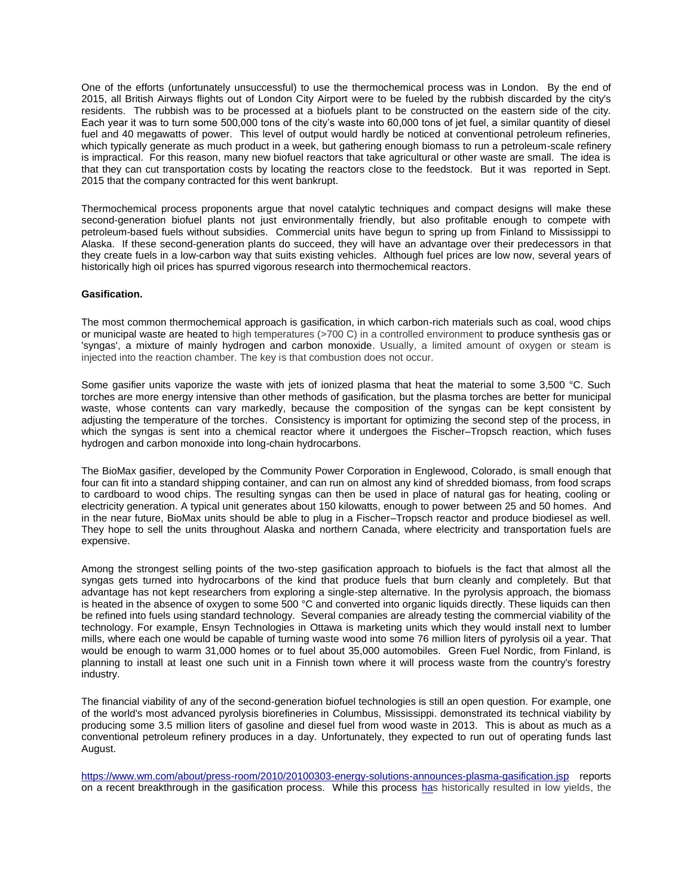One of the efforts (unfortunately unsuccessful) to use the thermochemical process was in London. By the end of 2015, all British Airways flights out of London City Airport were to be fueled by the rubbish discarded by the city's residents. The rubbish was to be processed at a biofuels plant to be constructed on the eastern side of the city. Each year it was to turn some 500,000 tons of the city's waste into 60,000 tons of jet fuel, a similar quantity of diesel fuel and 40 megawatts of power. This level of output would hardly be noticed at conventional petroleum refineries, which typically generate as much product in a week, but gathering enough biomass to run a petroleum-scale refinery is impractical. For this reason, many new biofuel reactors that take agricultural or other waste are small. The idea is that they can cut transportation costs by locating the reactors close to the feedstock. But it was reported in Sept. 2015 that the company contracted for this went bankrupt.

Thermochemical process proponents argue that novel catalytic techniques and compact designs will make these second-generation biofuel plants not just environmentally friendly, but also profitable enough to compete with petroleum-based fuels without subsidies. Commercial units have begun to spring up from Finland to Mississippi to Alaska. If these second-generation plants do succeed, they will have an advantage over their predecessors in that they create fuels in a low-carbon way that suits existing vehicles. Although fuel prices are low now, several years of historically high oil prices has spurred vigorous research into thermochemical reactors.

**Gasification.**

The most common thermochemical approach is gasification, in which carbon-rich materials such as coal, wood chips or municipal waste are heated to high temperatures (>700 C) in a controlled environment to produce synthesis gas or 'syngas', a mixture of mainly hydrogen and carbon monoxide. Usually, a limited amount of oxygen or steam is injected into the reaction chamber. The key is that combustion does not occur.

Some gasifier units vaporize the waste with jets of ionized plasma that heat the material to some 3,500 °C. Such torches are more energy intensive than other methods of gasification, but the plasma torches are better for municipal waste, whose contents can vary markedly, because the composition of the syngas can be kept consistent by adjusting the temperature of the torches. Consistency is important for optimizing the second step of the process, in which the syngas is sent into a chemical reactor where it undergoes the Fischer–Tropsch reaction, which fuses hydrogen and carbon monoxide into long-chain hydrocarbons.

The BioMax gasifier, developed by the Community Power Corporation in Englewood, Colorado, is small enough that four can fit into a standard shipping container, and can run on almost any kind of shredded biomass, from food scraps to cardboard to wood chips. The resulting syngas can then be used in place of natural gas for heating, cooling or electricity generation. A typical unit generates about 150 kilowatts, enough to power between 25 and 50 homes. And in the near future, BioMax units should be able to plug in a Fischer–Tropsch reactor and produce biodiesel as well. They hope to sell the units throughout Alaska and northern Canada, where electricity and transportation fuels are expensive.

Among the strongest selling points of the two-step gasification approach to biofuels is the fact that almost all the syngas gets turned into hydrocarbons of the kind that produce fuels that burn cleanly and completely. But that advantage has not kept researchers from exploring a single-step alternative. In the pyrolysis approach, the biomass is heated in the absence of oxygen to some 500 °C and converted into organic liquids directly. These liquids can then be refined into fuels using standard technology. Several companies are already testing the commercial viability of the technology. For example, Ensyn Technologies in Ottawa is marketing units which they would install next to lumber mills, where each one would be capable of turning waste wood into some 76 million liters of pyrolysis oil a year. That would be enough to warm 31,000 homes or to fuel about 35,000 automobiles. Green Fuel Nordic, from Finland, is planning to install at least one such unit in a Finnish town where it will process waste from the country's forestry industry.

The financial viability of any of the second-generation biofuel technologies is still an open question. For example, one of the world's most advanced pyrolysis biorefineries in Columbus, Mississippi. demonstrated its technical viability by producing some 3.5 million liters of gasoline and diesel fuel from wood waste in 2013. This is about as much as a conventional petroleum refinery produces in a day. Unfortunately, they expected to run out of operating funds last August.

https://www.wm.com/about/press-room/2010/20100303-energy-solutions-announces-plasma-gasification.jsp reports on a recent breakthrough in the gasification process. While this process has historically resulted in low yields, the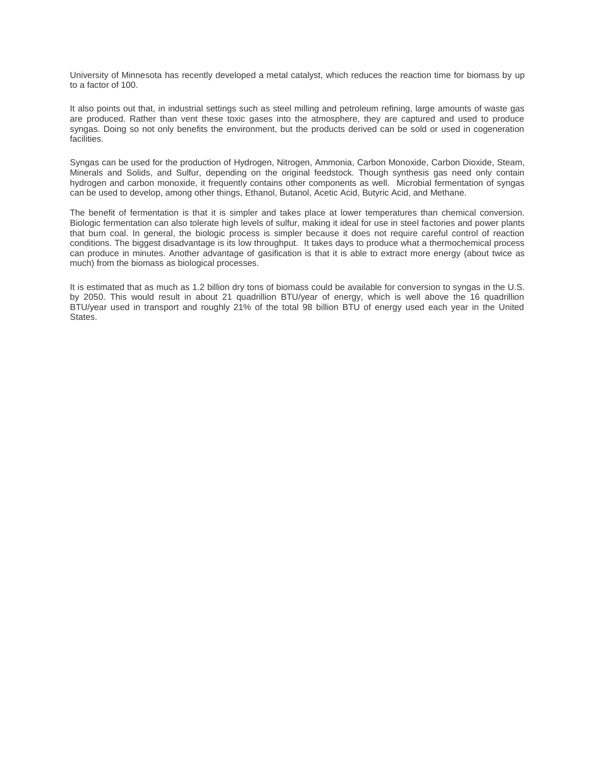University of Minnesota has recently developed a metal catalyst, which reduces the reaction time for biomass by up to a factor of 100.

It also points out that, in industrial settings such as steel milling and petroleum refining, large amounts of waste gas are produced. Rather than vent these toxic gases into the atmosphere, they are captured and used to produce syngas. Doing so not only benefits the environment, but the products derived can be sold or used in cogeneration facilities.

Syngas can be used for the production of Hydrogen, Nitrogen, Ammonia, Carbon Monoxide, Carbon Dioxide, Steam, Minerals and Solids, and Sulfur, depending on the original feedstock. Though synthesis gas need only contain hydrogen and carbon monoxide, it frequently contains other components as well. Microbial fermentation of syngas can be used to develop, among other things, Ethanol, Butanol, Acetic Acid, Butyric Acid, and Methane.

The benefit of fermentation is that it is simpler and takes place at lower temperatures than chemical conversion. Biologic fermentation can also tolerate high levels of sulfur, making it ideal for use in steel factories and power plants that burn coal. In general, the biologic process is simpler because it does not require careful control of reaction conditions. The biggest disadvantage is its low throughput. It takes days to produce what a thermochemical process can produce in minutes. Another advantage of gasification is that it is able to extract more energy (about twice as much) from the biomass as biological processes.

It is estimated that as much as 1.2 billion dry tons of biomass could be available for conversion to syngas in the U.S. by 2050. This would result in about 21 quadrillion BTU/year of energy, which is well above the 16 quadrillion BTU/year used in transport and roughly 21% of the total 98 billion BTU of energy used each year in the United States.